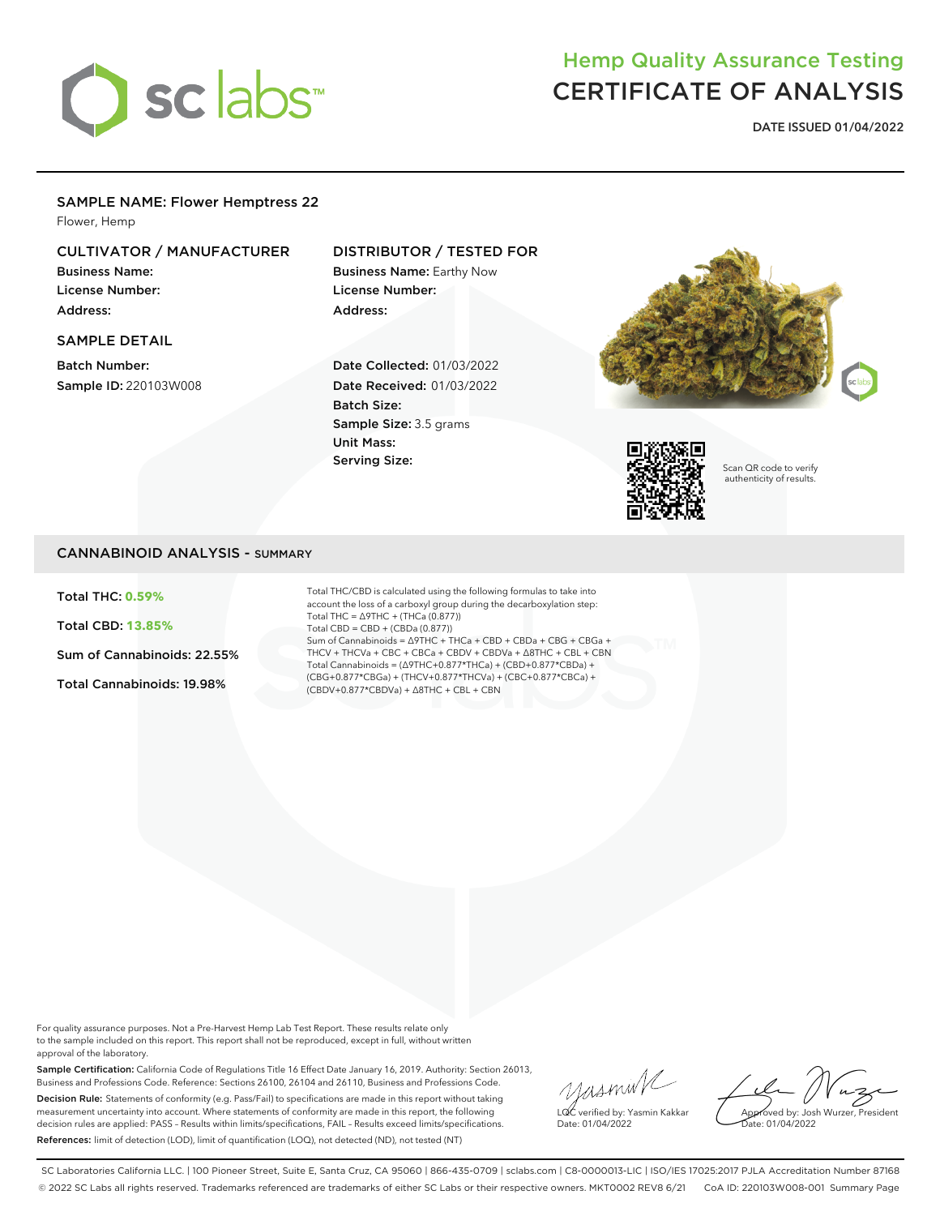# Hemp Quality Assurance Testing
# CERTIFICATE OF ANALYSIS

**DATE ISSUED 01/04/2022**

## SAMPLE NAME: Flower Hemptress 22

Flower, Hemp

### CULTIVATOR / MANUFACTURER

**Business Name:**
**License Number:**
**Address:**

### DISTRIBUTOR / TESTED FOR

**Business Name:** Earthy Now
**License Number:**
**Address:**

### SAMPLE DETAIL

**Batch Number:**
**Sample ID:** 220103W008

**Date Collected:** 01/03/2022
**Date Received:** 01/03/2022
**Batch Size:**
**Sample Size:** 3.5 grams
**Unit Mass:**
**Serving Size:**

Scan QR code to verify authenticity of results.

## CANNABINOID ANALYSIS - SUMMARY

**Total THC: 0.59%**

**Total CBD: 13.85%**

**Sum of Cannabinoids: 22.55%**

**Total Cannabinoids: 19.98%**

Total THC/CBD is calculated using the following formulas to take into account the loss of a carboxyl group during the decarboxylation step:
Total THC = Δ9THC + (THCa (0.877))
Total CBD = CBD + (CBDa (0.877))
Sum of Cannabinoids = Δ9THC + THCa + CBD + CBDa + CBG + CBGa + THCV + THCVa + CBC + CBCa + CBDV + CBDVa + Δ8THC + CBL + CBN
Total Cannabinoids = (Δ9THC+0.877*THCa) + (CBD+0.877*CBDa) + (CBG+0.877*CBGa) + (THCV+0.877*THCVa) + (CBC+0.877*CBCa) + (CBDV+0.877*CBDVa) + Δ8THC + CBL + CBN

For quality assurance purposes. Not a Pre-Harvest Hemp Lab Test Report. These results relate only to the sample included on this report. This report shall not be reproduced, except in full, without written approval of the laboratory.

**Sample Certification:** California Code of Regulations Title 16 Effect Date January 16, 2019. Authority: Section 26013, Business and Professions Code. Reference: Sections 26100, 26104 and 26110, Business and Professions Code.

**Decision Rule:** Statements of conformity (e.g. Pass/Fail) to specifications are made in this report without taking measurement uncertainty into account. Where statements of conformity are made in this report, the following decision rules are applied: PASS - Results within limits/specifications, FAIL - Results exceed limits/specifications.

**References:** limit of detection (LOD), limit of quantification (LOQ), not detected (ND), not tested (NT)

LQC verified by: Yasmin Kakkar
Date: 01/04/2022

Approved by: Josh Wurzer, President
Date: 01/04/2022

SC Laboratories California LLC. | 100 Pioneer Street, Suite E, Santa Cruz, CA 95060 | 866-435-0709 | sclabs.com | C8-0000013-LIC | ISO/IES 17025:2017 PJLA Accreditation Number 87168
© 2022 SC Labs all rights reserved. Trademarks referenced are trademarks of either SC Labs or their respective owners. MKT0002 REV8 6/21 CoA ID: 220103W008-001 Summary Page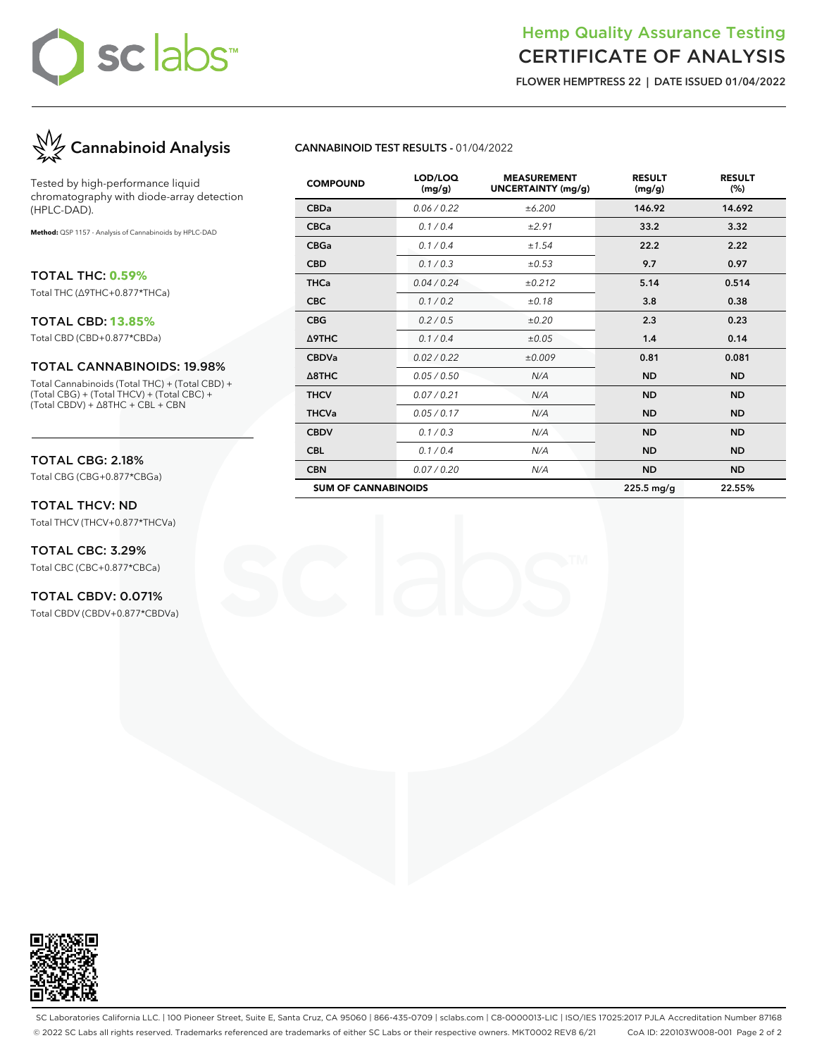# Hemp Quality Assurance Testing
# CERTIFICATE OF ANALYSIS

**FLOWER HEMPTRESS 22 | DATE ISSUED 01/04/2022**

## Cannabinoid Analysis

Tested by high-performance liquid chromatography with diode-array detection (HPLC-DAD).

**Method:** QSP 1157 - Analysis of Cannabinoids by HPLC-DAD

**TOTAL THC: 0.59%**

Total THC (Δ9THC+0.877*THCa)

**TOTAL CBD: 13.85%**

Total CBD (CBD+0.877*CBDa)

**TOTAL CANNABINOIDS: 19.98%**

Total Cannabinoids (Total THC) + (Total CBD) + (Total CBG) + (Total THCV) + (Total CBC) + (Total CBDV) + Δ8THC + CBL + CBN

**TOTAL CBG: 2.18%**

Total CBG (CBG+0.877*CBGa)

**TOTAL THCV: ND**

Total THCV (THCV+0.877*THCVa)

**TOTAL CBC: 3.29%**

Total CBC (CBC+0.877*CBCa)

**TOTAL CBDV: 0.071%**

Total CBDV (CBDV+0.877*CBDVa)

**CANNABINOID TEST RESULTS** - 01/04/2022

| COMPOUND | LOD/LOQ (mg/g) | MEASUREMENT UNCERTAINTY (mg/g) | RESULT (mg/g) | RESULT (%) |
|---|---|---|---|---|
| CBDa | 0.06 / 0.22 | ±6.200 | 146.92 | 14.692 |
| CBCa | 0.1 / 0.4 | ±2.91 | 33.2 | 3.32 |
| CBGa | 0.1 / 0.4 | ±1.54 | 22.2 | 2.22 |
| CBD | 0.1 / 0.3 | ±0.53 | 9.7 | 0.97 |
| THCa | 0.04 / 0.24 | ±0.212 | 5.14 | 0.514 |
| CBC | 0.1 / 0.2 | ±0.18 | 3.8 | 0.38 |
| CBG | 0.2 / 0.5 | ±0.20 | 2.3 | 0.23 |
| Δ9THC | 0.1 / 0.4 | ±0.05 | 1.4 | 0.14 |
| CBDVa | 0.02 / 0.22 | ±0.009 | 0.81 | 0.081 |
| Δ8THC | 0.05 / 0.50 | N/A | ND | ND |
| THCV | 0.07 / 0.21 | N/A | ND | ND |
| THCVa | 0.05 / 0.17 | N/A | ND | ND |
| CBDV | 0.1 / 0.3 | N/A | ND | ND |
| CBL | 0.1 / 0.4 | N/A | ND | ND |
| CBN | 0.07 / 0.20 | N/A | ND | ND |
| **SUM OF CANNABINOIDS** | | | 225.5 mg/g | 22.55% |

SC Laboratories California LLC. | 100 Pioneer Street, Suite E, Santa Cruz, CA 95060 | 866-435-0709 | sclabs.com | C8-0000013-LIC | ISO/IES 17025:2017 PJLA Accreditation Number 87168

© 2022 SC Labs all rights reserved. Trademarks referenced are trademarks of either SC Labs or their respective owners. MKT0002 REV8 6/21 CoA ID: 220103W008-001